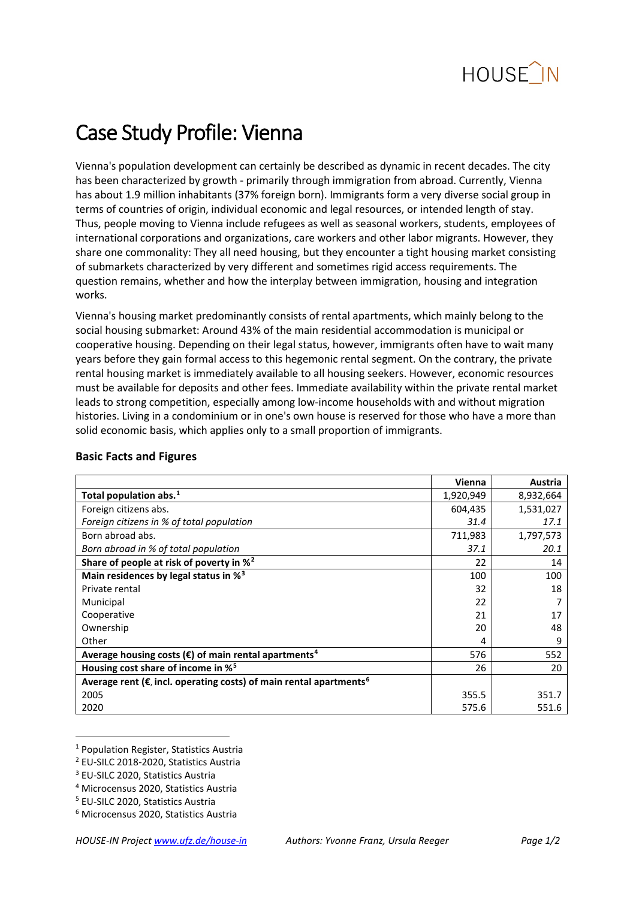# Case Study Profile: Vienna

Vienna's population development can certainly be described as dynamic in recent decades. The city has been characterized by growth - primarily through immigration from abroad. Currently, Vienna has about 1.9 million inhabitants (37% foreign born). Immigrants form a very diverse social group in terms of countries of origin, individual economic and legal resources, or intended length of stay. Thus, people moving to Vienna include refugees as well as seasonal workers, students, employees of international corporations and organizations, care workers and other labor migrants. However, they share one commonality: They all need housing, but they encounter a tight housing market consisting of submarkets characterized by very different and sometimes rigid access requirements. The question remains, whether and how the interplay between immigration, housing and integration works.

Vienna's housing market predominantly consists of rental apartments, which mainly belong to the social housing submarket: Around 43% of the main residential accommodation is municipal or cooperative housing. Depending on their legal status, however, immigrants often have to wait many years before they gain formal access to this hegemonic rental segment. On the contrary, the private rental housing market is immediately available to all housing seekers. However, economic resources must be available for deposits and other fees. Immediate availability within the private rental market leads to strong competition, especially among low-income households with and without migration histories. Living in a condominium or in one's own house is reserved for those who have a more than solid economic basis, which applies only to a small proportion of immigrants.

### Basic Facts and Figures

| | Vienna | Austria |
|---|---|---|
| **Total population abs.[1]** | 1,920,949 | 8,932,664 |
| Foreign citizens abs. | 604,435 | 1,531,027 |
| *Foreign citizens in % of total population* | *31.4* | *17.1* |
| Born abroad abs. | 711,983 | 1,797,573 |
| *Born abroad in % of total population* | *37.1* | *20.1* |
| **Share of people at risk of poverty in %[2]** | 22 | 14 |
| **Main residences by legal status in %[3]** | 100 | 100 |
| Private rental | 32 | 18 |
| Municipal | 22 | 7 |
| Cooperative | 21 | 17 |
| Ownership | 20 | 48 |
| Other | 4 | 9 |
| **Average housing costs (€) of main rental apartments[4]** | 576 | 552 |
| **Housing cost share of income in %[5]** | 26 | 20 |
| **Average rent (€, incl. operating costs) of main rental apartments[6]** | | |
| 2005 | 355.5 | 351.7 |
| 2020 | 575.6 | 551.6 |

[1] Population Register, Statistics Austria
[2] EU-SILC 2018-2020, Statistics Austria
[3] EU-SILC 2020, Statistics Austria
[4] Microcensus 2020, Statistics Austria
[5] EU-SILC 2020, Statistics Austria
[6] Microcensus 2020, Statistics Austria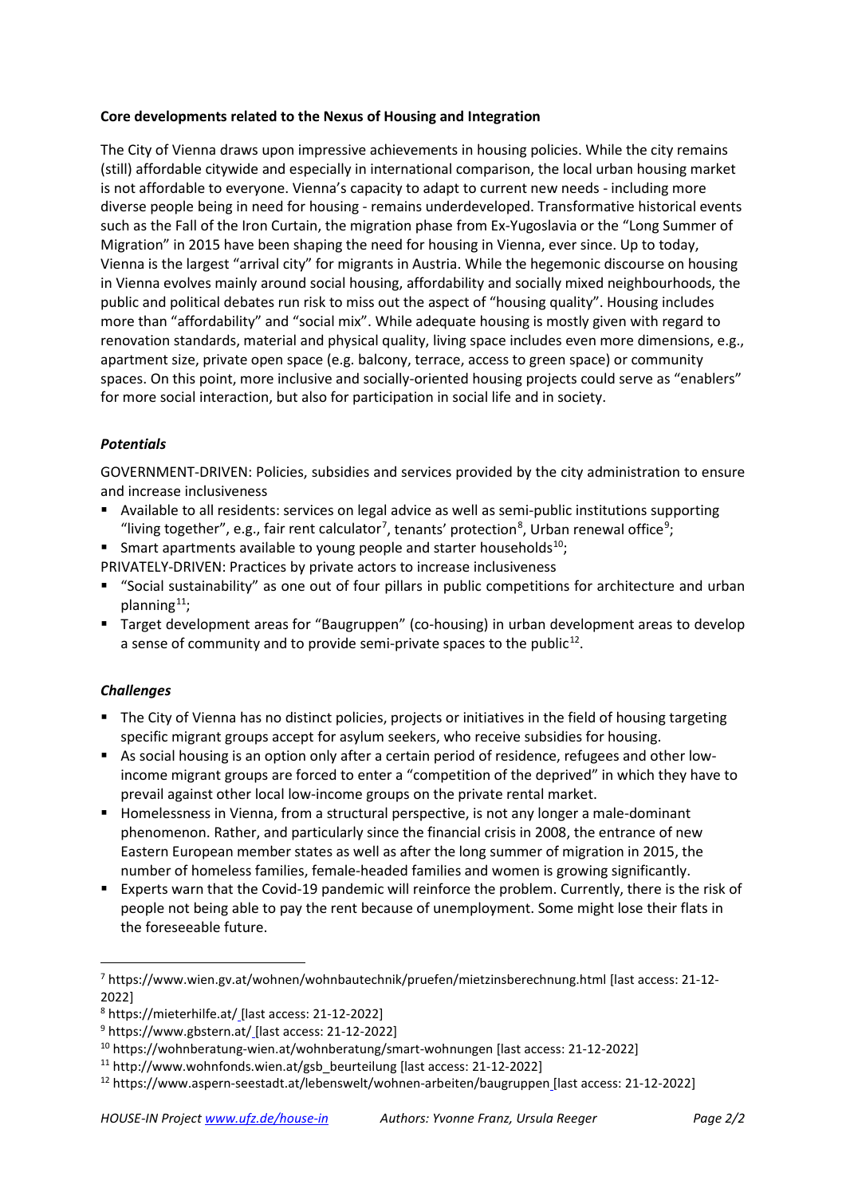**Core developments related to the Nexus of Housing and Integration**

The City of Vienna draws upon impressive achievements in housing policies. While the city remains (still) affordable citywide and especially in international comparison, the local urban housing market is not affordable to everyone. Vienna's capacity to adapt to current new needs - including more diverse people being in need for housing - remains underdeveloped. Transformative historical events such as the Fall of the Iron Curtain, the migration phase from Ex-Yugoslavia or the "Long Summer of Migration" in 2015 have been shaping the need for housing in Vienna, ever since. Up to today, Vienna is the largest "arrival city" for migrants in Austria. While the hegemonic discourse on housing in Vienna evolves mainly around social housing, affordability and socially mixed neighbourhoods, the public and political debates run risk to miss out the aspect of "housing quality". Housing includes more than "affordability" and "social mix". While adequate housing is mostly given with regard to renovation standards, material and physical quality, living space includes even more dimensions, e.g., apartment size, private open space (e.g. balcony, terrace, access to green space) or community spaces. On this point, more inclusive and socially-oriented housing projects could serve as "enablers" for more social interaction, but also for participation in social life and in society.

***Potentials***

GOVERNMENT-DRIVEN: Policies, subsidies and services provided by the city administration to ensure and increase inclusiveness

- Available to all residents: services on legal advice as well as semi-public institutions supporting "living together", e.g., fair rent calculator[7], tenants' protection[8], Urban renewal office[9];
- Smart apartments available to young people and starter households[10];

PRIVATELY-DRIVEN: Practices by private actors to increase inclusiveness

- "Social sustainability" as one out of four pillars in public competitions for architecture and urban planning[11];
- Target development areas for "Baugruppen" (co-housing) in urban development areas to develop a sense of community and to provide semi-private spaces to the public[12].

***Challenges***

- The City of Vienna has no distinct policies, projects or initiatives in the field of housing targeting specific migrant groups accept for asylum seekers, who receive subsidies for housing.
- As social housing is an option only after a certain period of residence, refugees and other low-income migrant groups are forced to enter a "competition of the deprived" in which they have to prevail against other local low-income groups on the private rental market.
- Homelessness in Vienna, from a structural perspective, is not any longer a male-dominant phenomenon. Rather, and particularly since the financial crisis in 2008, the entrance of new Eastern European member states as well as after the long summer of migration in 2015, the number of homeless families, female-headed families and women is growing significantly.
- Experts warn that the Covid-19 pandemic will reinforce the problem. Currently, there is the risk of people not being able to pay the rent because of unemployment. Some might lose their flats in the foreseeable future.

---

[7] https://www.wien.gv.at/wohnen/wohnbautechnik/pruefen/mietzinsberechnung.html [last access: 21-12-2022]

[8] https://mieterhilfe.at/ [last access: 21-12-2022]

[9] https://www.gbstern.at/ [last access: 21-12-2022]

[10] https://wohnberatung-wien.at/wohnberatung/smart-wohnungen [last access: 21-12-2022]

[11] http://www.wohnfonds.wien.at/gsb_beurteilung [last access: 21-12-2022]

[12] https://www.aspern-seestadt.at/lebenswelt/wohnen-arbeiten/baugruppen [last access: 21-12-2022]